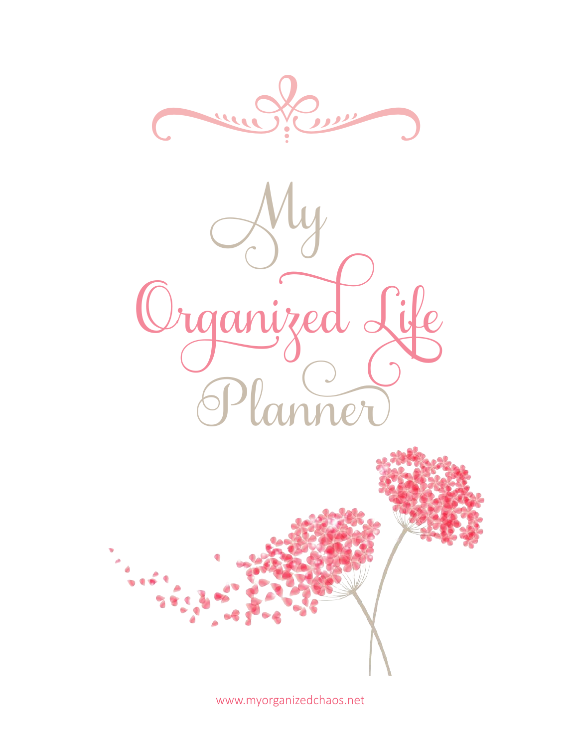# My Organized Life Planner

www.myorganizedchaos.net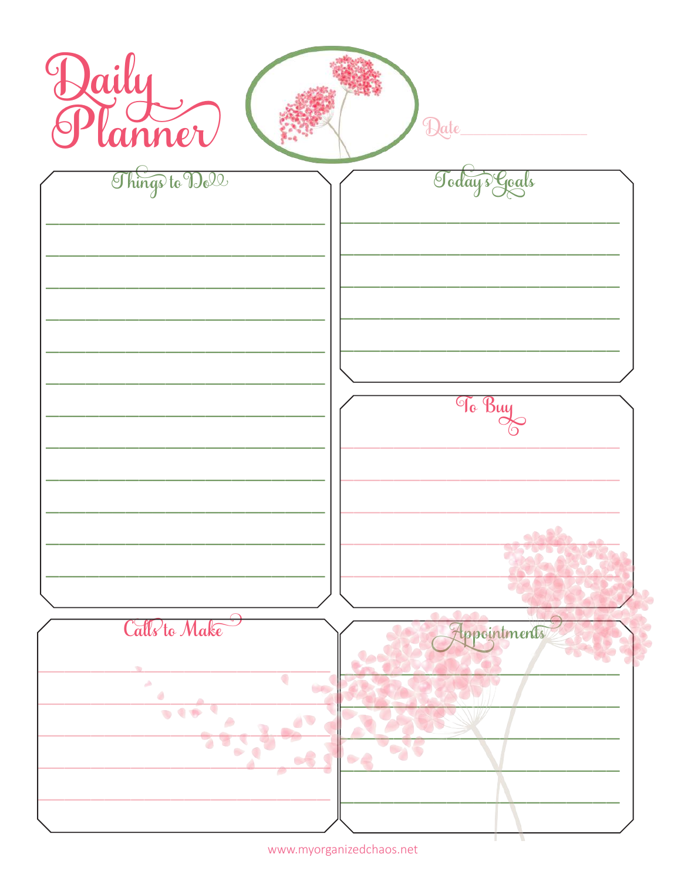# Daily Planner

Date______________

## Things to Do

## Today's Goals

## To Buy

## Calls to Make

## Appointments

www.myorganizedchaos.net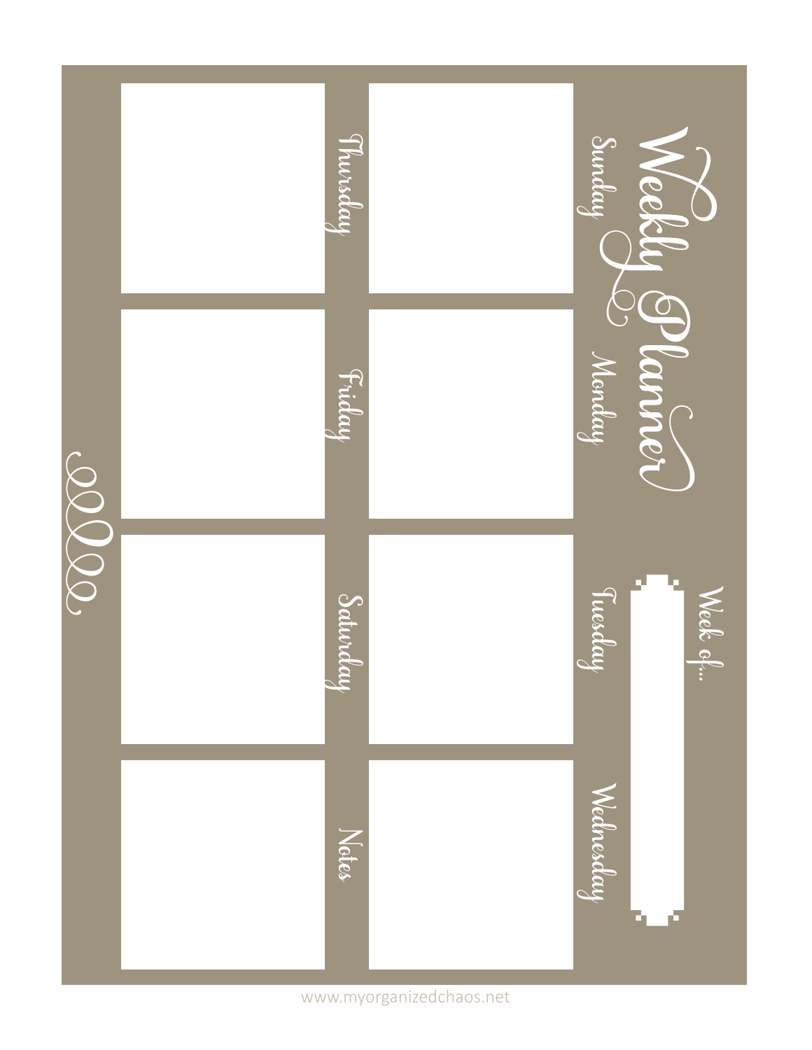# Weekly Planner

Week of...

Sunday

Monday

Tuesday

Wednesday

Thursday

Friday

Saturday

Notes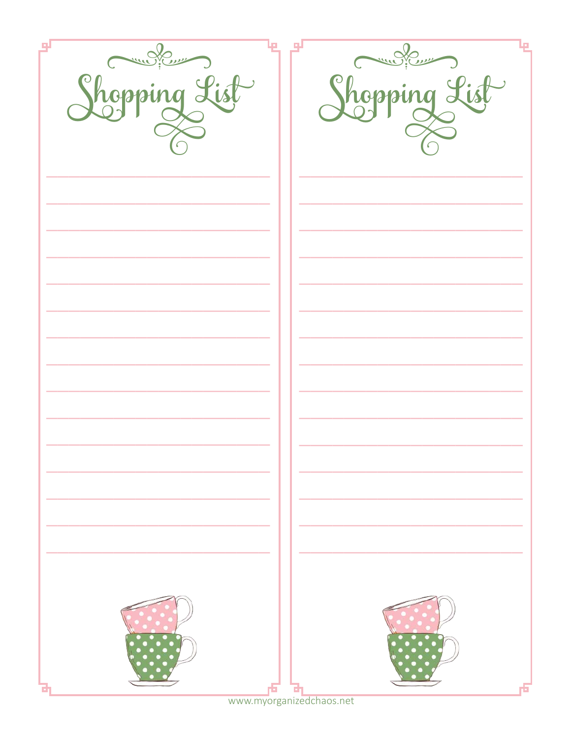# Shopping List

# Shopping List

www.myorganizedchaos.net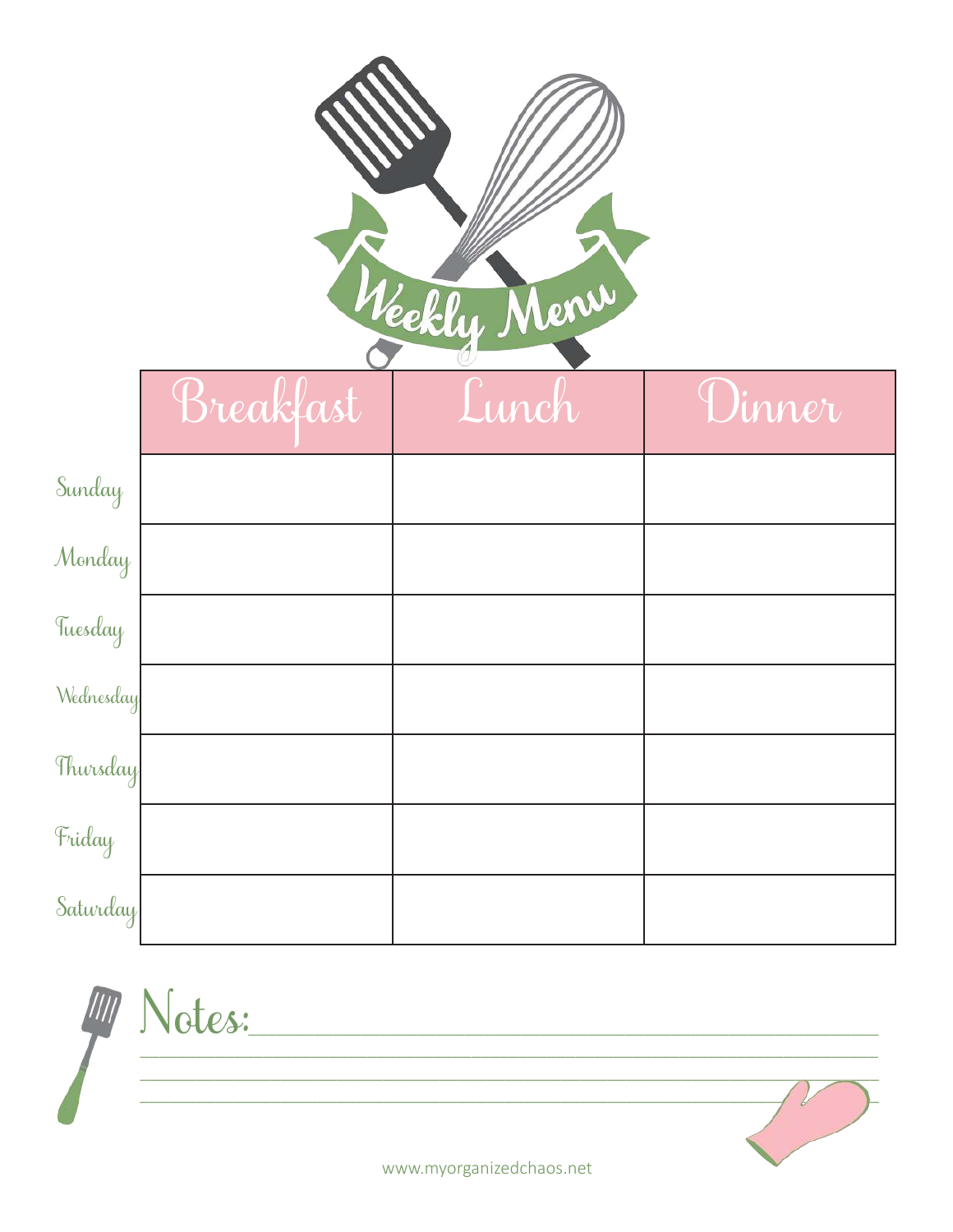# Weekly Menu

| | Breakfast | Lunch | Dinner |
|---|---|---|---|
| Sunday | | | |
| Monday | | | |
| Tuesday | | | |
| Wednesday | | | |
| Thursday | | | |
| Friday | | | |
| Saturday | | | |

## Notes:

______________________________________________

______________________________________________

______________________________________________

______________________________________________

www.myorganizedchaos.net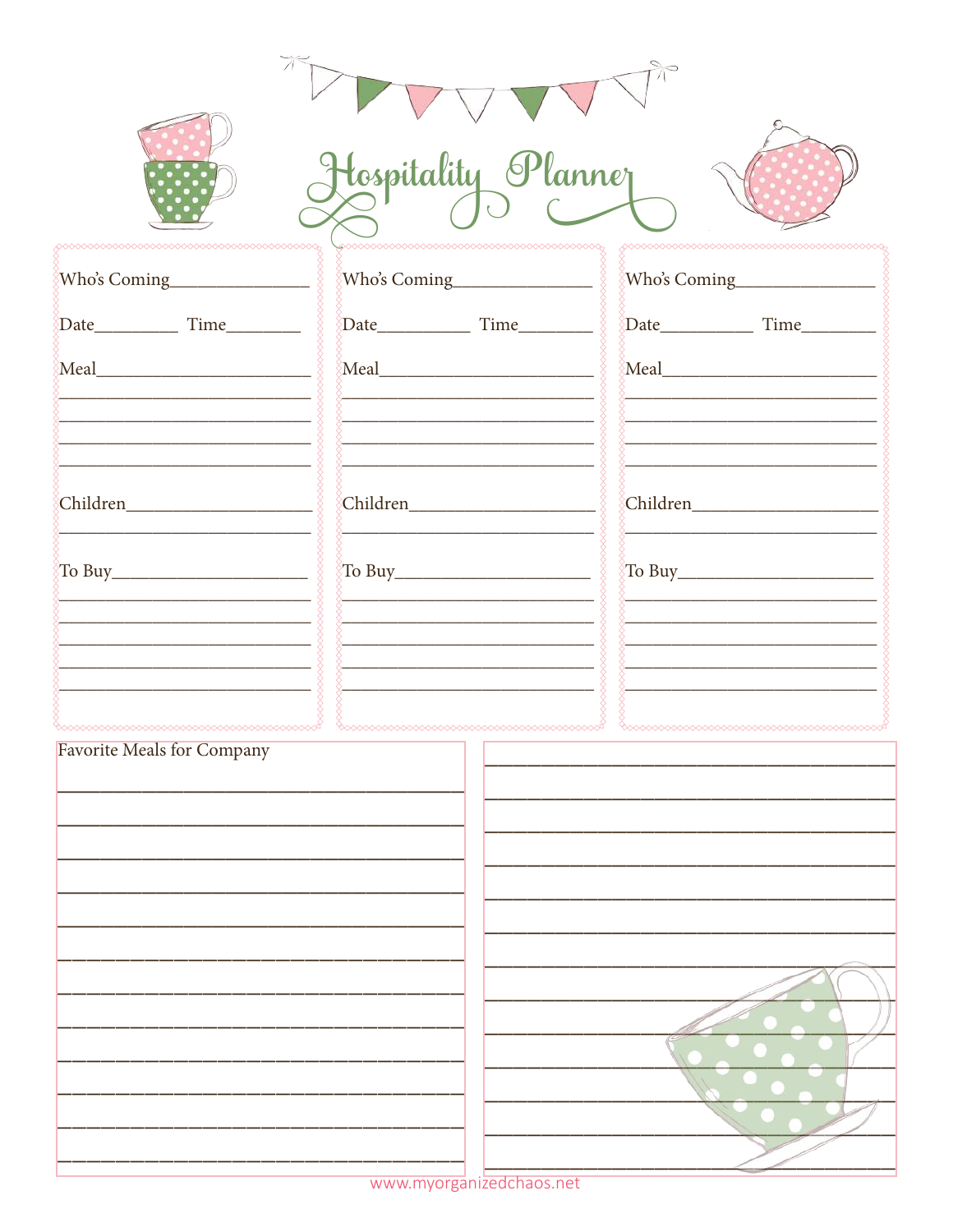# Hospitality Planner

Who's Coming_______________

Date_________ Time________

Meal_______________________

___________________________

___________________________

___________________________

___________________________

Children___________________

___________________________

To Buy_____________________

___________________________

___________________________

___________________________

___________________________

Who's Coming_______________

Date_________ Time________

Meal_______________________

___________________________

___________________________

___________________________

___________________________

Children___________________

___________________________

To Buy_____________________

___________________________

___________________________

___________________________

___________________________

Who's Coming_______________

Date_________ Time________

Meal_______________________

___________________________

___________________________

___________________________

___________________________

Children___________________

___________________________

To Buy_____________________

___________________________

___________________________

___________________________

___________________________

Favorite Meals for Company

___________________________________

___________________________________

___________________________________

___________________________________

___________________________________

___________________________________

___________________________________

___________________________________

___________________________________

___________________________________

___________________________________

___________________________________

www.myorganizedchaos.net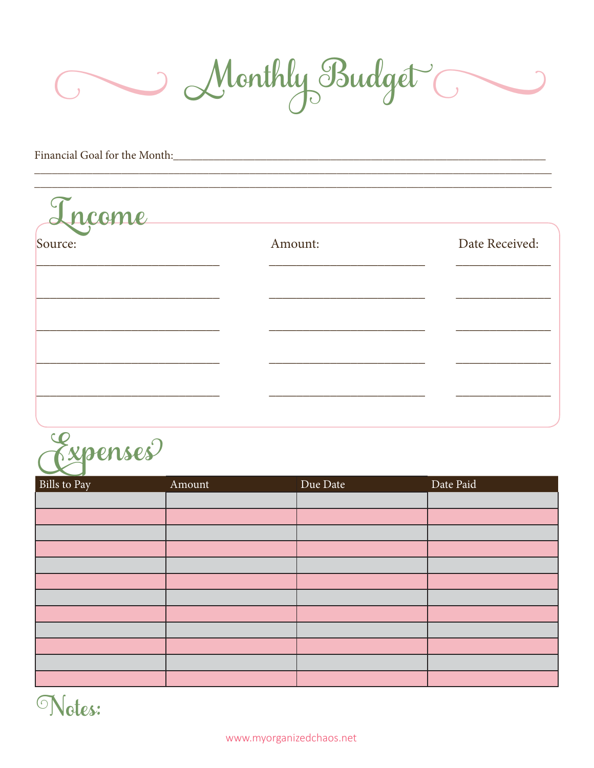# Monthly Budget

Financial Goal for the Month:\_\_\_\_\_\_\_\_\_\_\_\_\_\_\_\_\_\_\_\_\_\_\_\_\_\_\_\_\_\_\_\_\_\_\_\_\_\_\_\_\_\_\_\_\_\_\_\_\_\_\_\_\_\_\_\_\_\_\_\_\_\_\_\_

\_\_\_\_\_\_\_\_\_\_\_\_\_\_\_\_\_\_\_\_\_\_\_\_\_\_\_\_\_\_\_\_\_\_\_\_\_\_\_\_\_\_\_\_\_\_\_\_\_\_\_\_\_\_\_\_\_\_\_\_\_\_\_\_\_\_\_\_\_\_\_\_\_\_\_\_\_\_\_\_\_\_\_\_\_\_\_\_

\_\_\_\_\_\_\_\_\_\_\_\_\_\_\_\_\_\_\_\_\_\_\_\_\_\_\_\_\_\_\_\_\_\_\_\_\_\_\_\_\_\_\_\_\_\_\_\_\_\_\_\_\_\_\_\_\_\_\_\_\_\_\_\_\_\_\_\_\_\_\_\_\_\_\_\_\_\_\_\_\_\_\_\_\_\_\_\_

## Income

| Source: | Amount: | Date Received: |
|---|---|---|
| | | |
| | | |
| | | |
| | | |
| | | |

## Expenses

| Bills to Pay | Amount | Due Date | Date Paid |
|---|---|---|---|
| | | | |
| | | | |
| | | | |
| | | | |
| | | | |
| | | | |
| | | | |
| | | | |
| | | | |
| | | | |
| | | | |
| | | | |

## Notes:

www.myorganizedchaos.net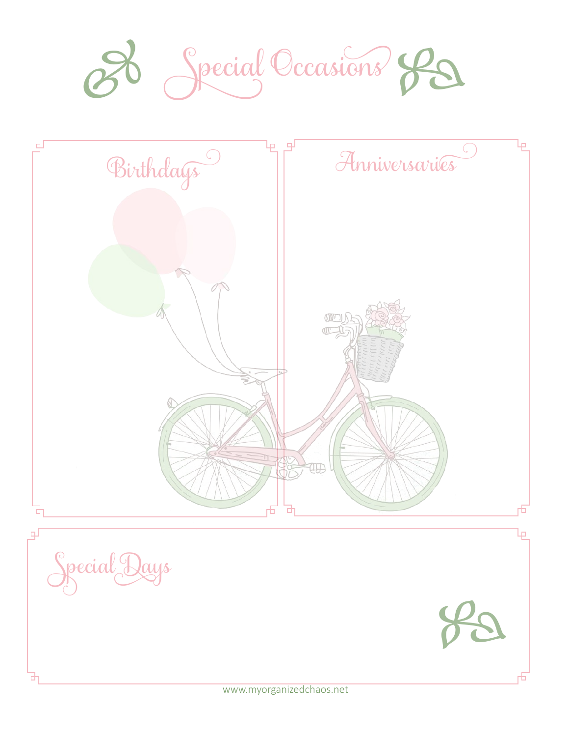# Special Occasions

## Birthdays

## Anniversaries

## Special Days

www.myorganizedchaos.net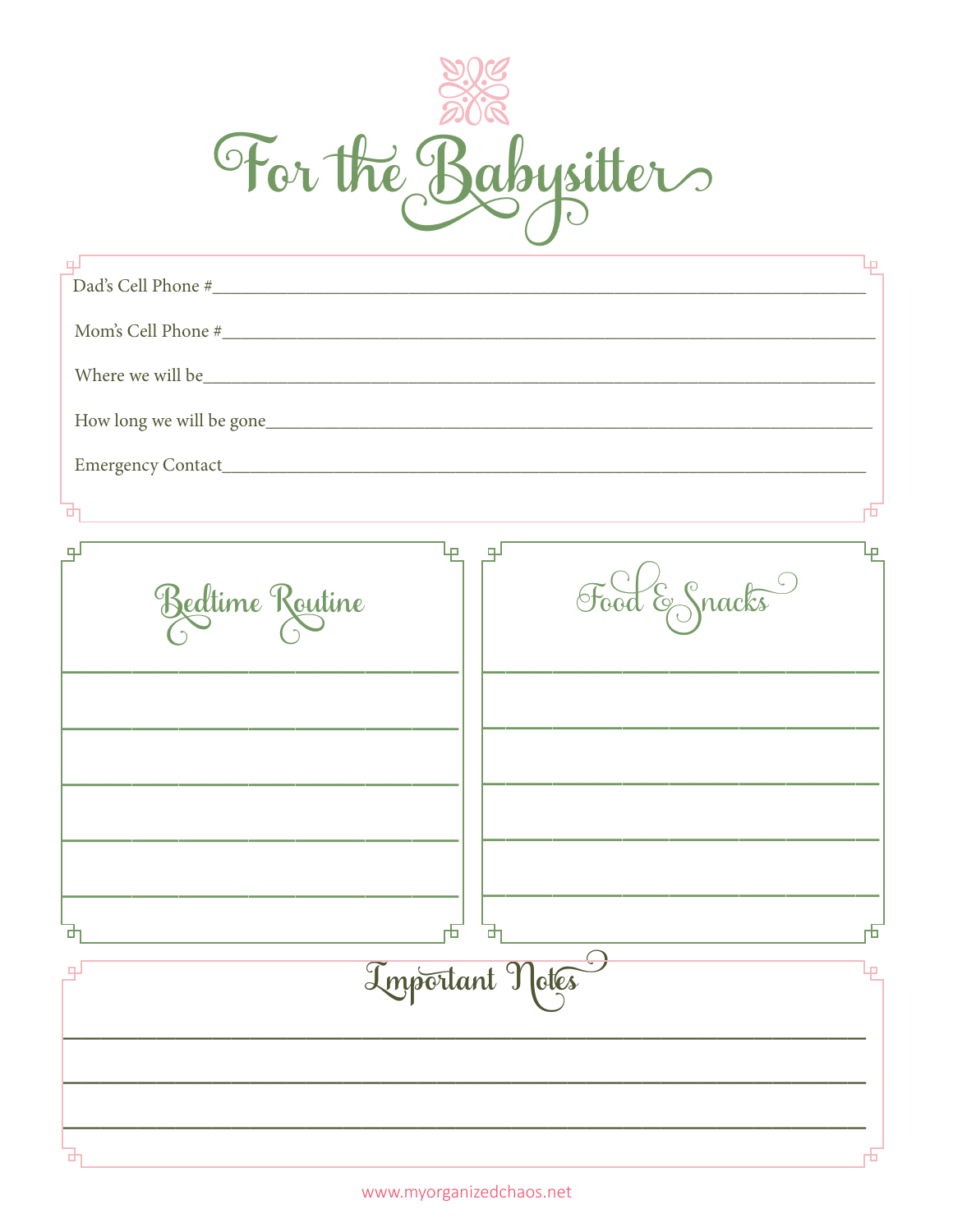# For the Babysitter

Dad's Cell Phone #_______________________________________________

Mom's Cell Phone #_______________________________________________

Where we will be_______________________________________________

How long we will be gone_______________________________________________

Emergency Contact_______________________________________________

## Bedtime Routine

_______________________________________________

_______________________________________________

_______________________________________________

_______________________________________________

_______________________________________________

## Food & Snacks

_______________________________________________

_______________________________________________

_______________________________________________

_______________________________________________

_______________________________________________

## Important Notes

_______________________________________________

_______________________________________________

_______________________________________________

www.myorganizedchaos.net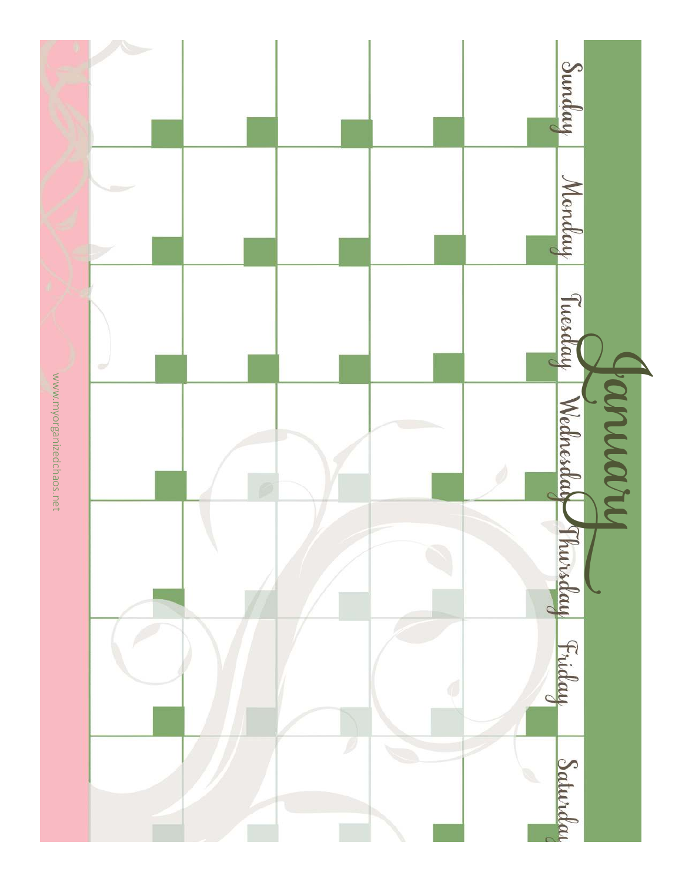# January

| Sunday | Monday | Tuesday | Wednesday | Thursday | Friday | Saturday |
|---|---|---|---|---|---|---|
| | | | | | | |
| | | | | | | |
| | | | | | | |
| | | | | | | |
| | | | | | | |

www.myorganizedchaos.net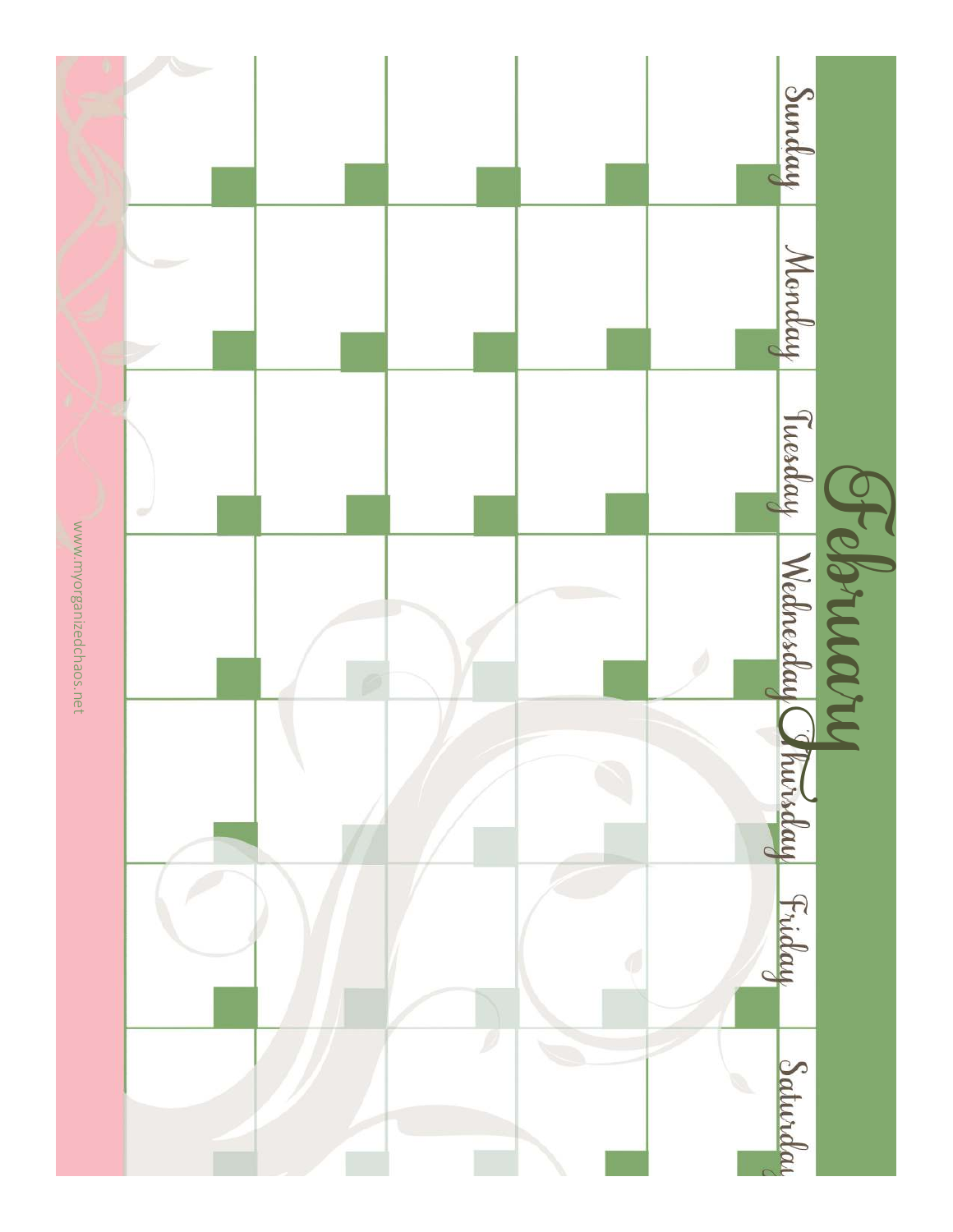# February

| Sunday | Monday | Tuesday | Wednesday | Thursday | Friday | Saturday |
| --- | --- | --- | --- | --- | --- | --- |
| | | | | | | |
| | | | | | | |
| | | | | | | |
| | | | | | | |
| | | | | | | |

www.myorganizedchaos.net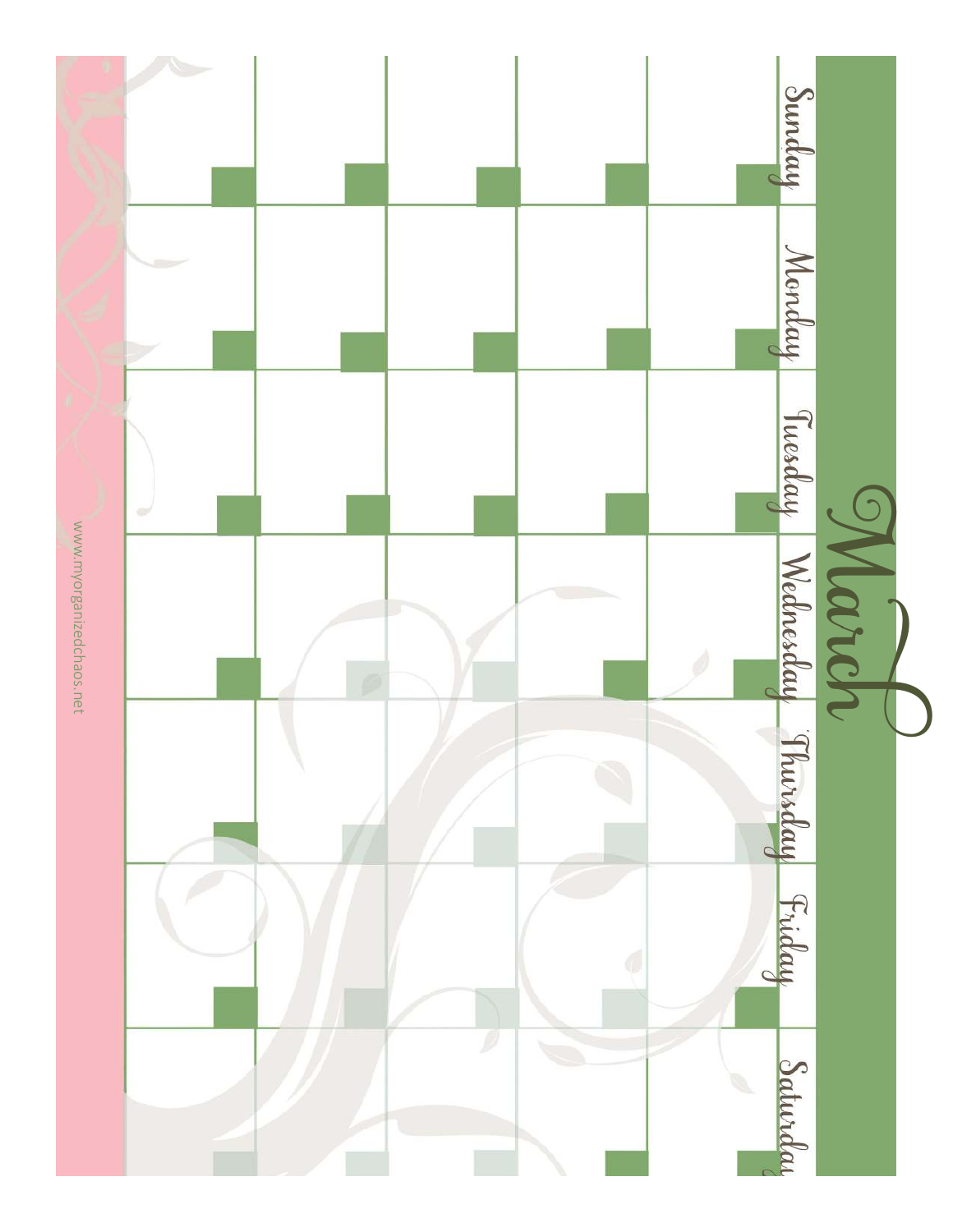# March

| Sunday | Monday | Tuesday | Wednesday | Thursday | Friday | Saturday |
|---|---|---|---|---|---|---|
| | | | | | | |
| | | | | | | |
| | | | | | | |
| | | | | | | |
| | | | | | | |

www.myorganizedchaos.net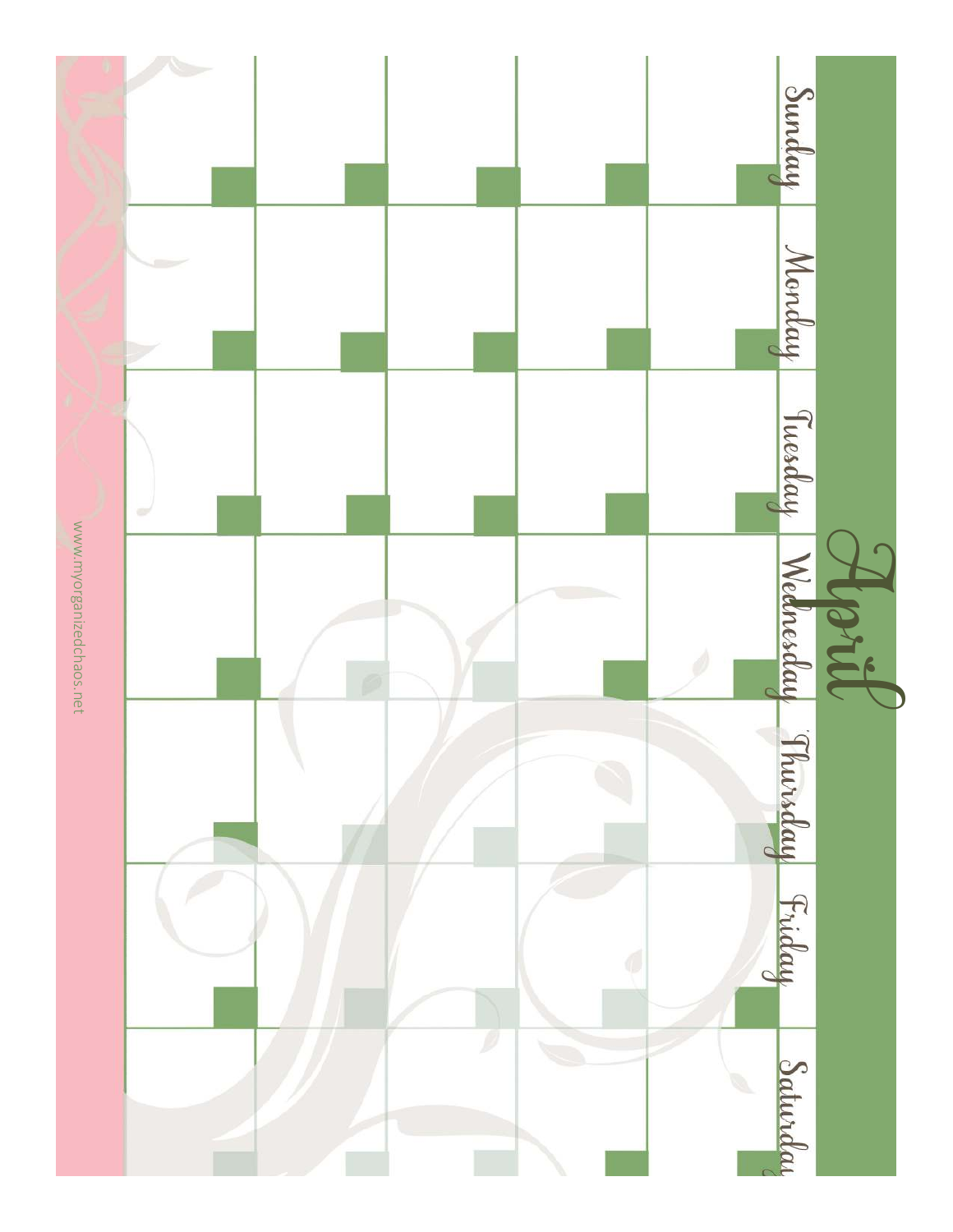# April

| Sunday | Monday | Tuesday | Wednesday | Thursday | Friday | Saturday |
|---|---|---|---|---|---|---|
| | | | | | | |
| | | | | | | |
| | | | | | | |
| | | | | | | |
| | | | | | | |

www.myorganizedchaos.net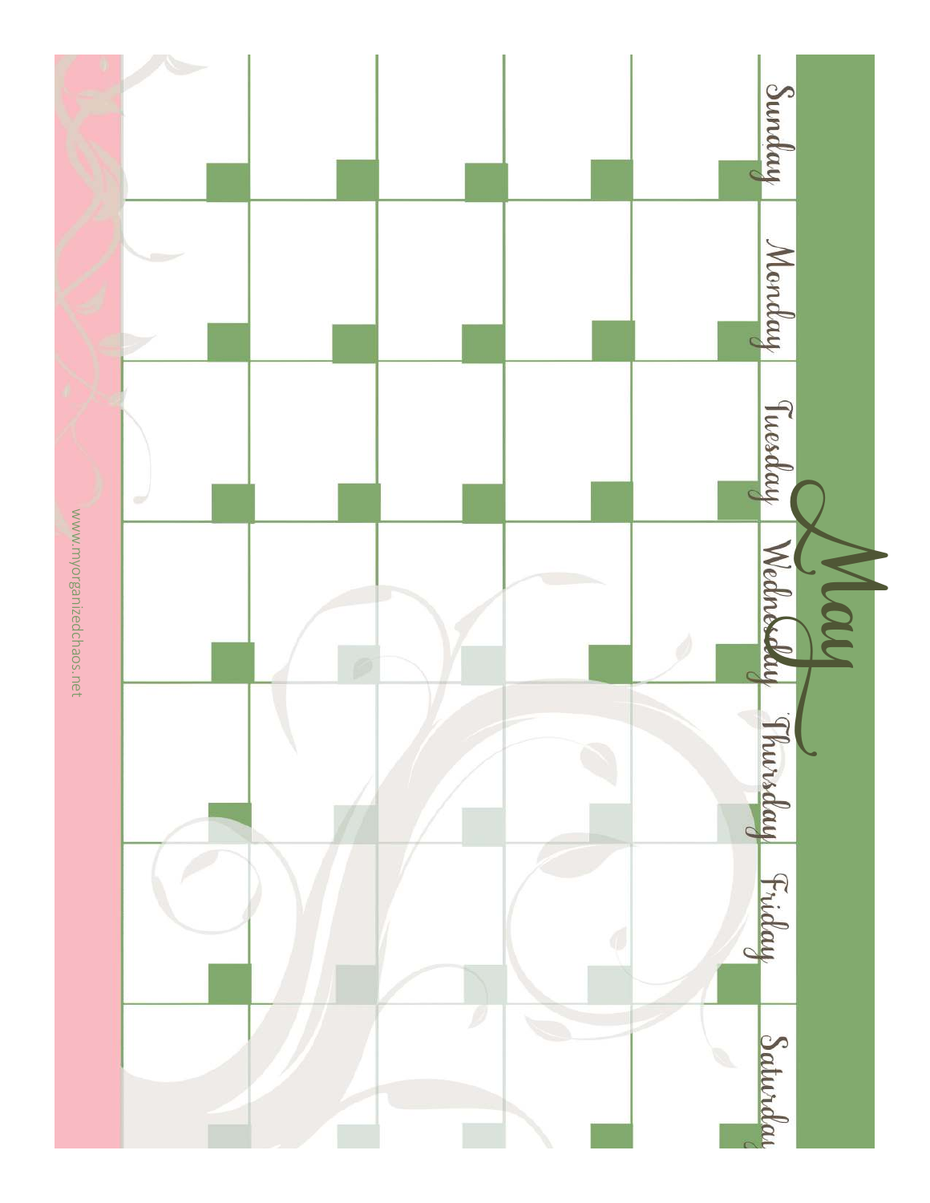# May

| Sunday | Monday | Tuesday | Wednesday | Thursday | Friday | Saturday |
|---|---|---|---|---|---|---|
| | | | | | | |
| | | | | | | |
| | | | | | | |
| | | | | | | |
| | | | | | | |

www.myorganizedchaos.net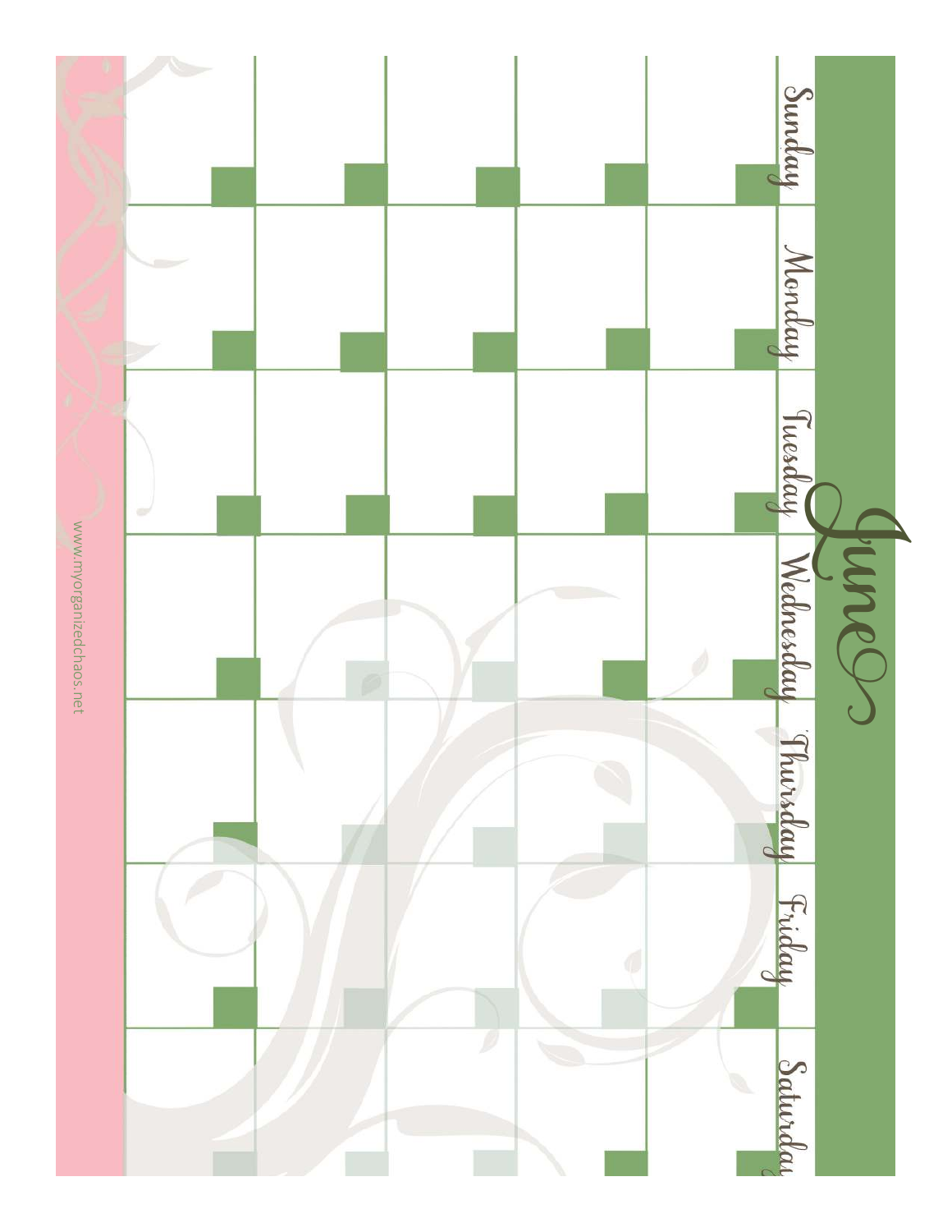# June

| Sunday | Monday | Tuesday | Wednesday | Thursday | Friday | Saturday |
|---|---|---|---|---|---|---|
| | | | | | | |
| | | | | | | |
| | | | | | | |
| | | | | | | |
| | | | | | | |

www.myorganizedchaos.net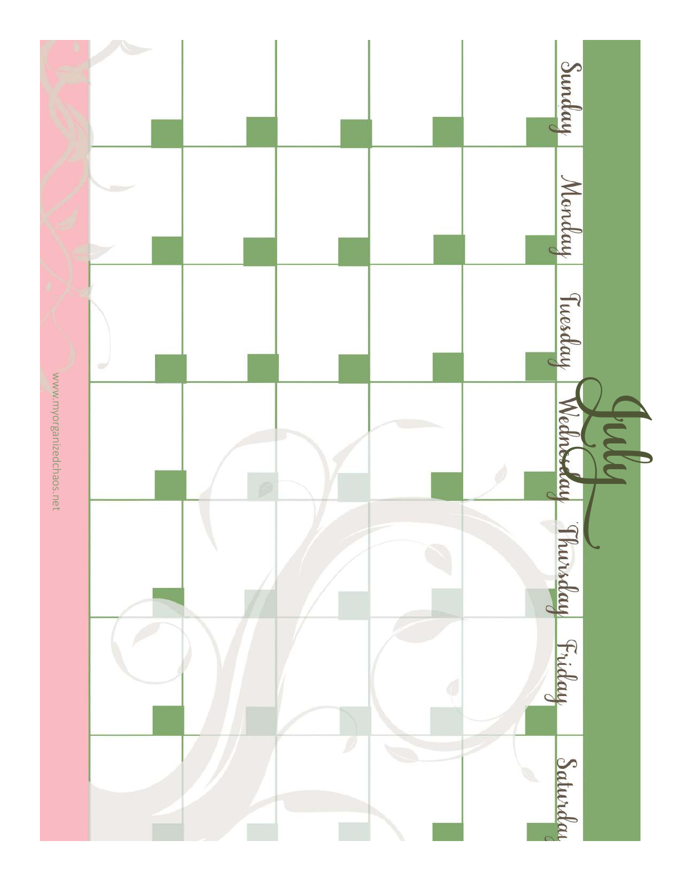# July

| Sunday | Monday | Tuesday | Wednesday | Thursday | Friday | Saturday |
|---|---|---|---|---|---|---|
| | | | | | | |
| | | | | | | |
| | | | | | | |
| | | | | | | |
| | | | | | | |

www.myorganizedchaos.net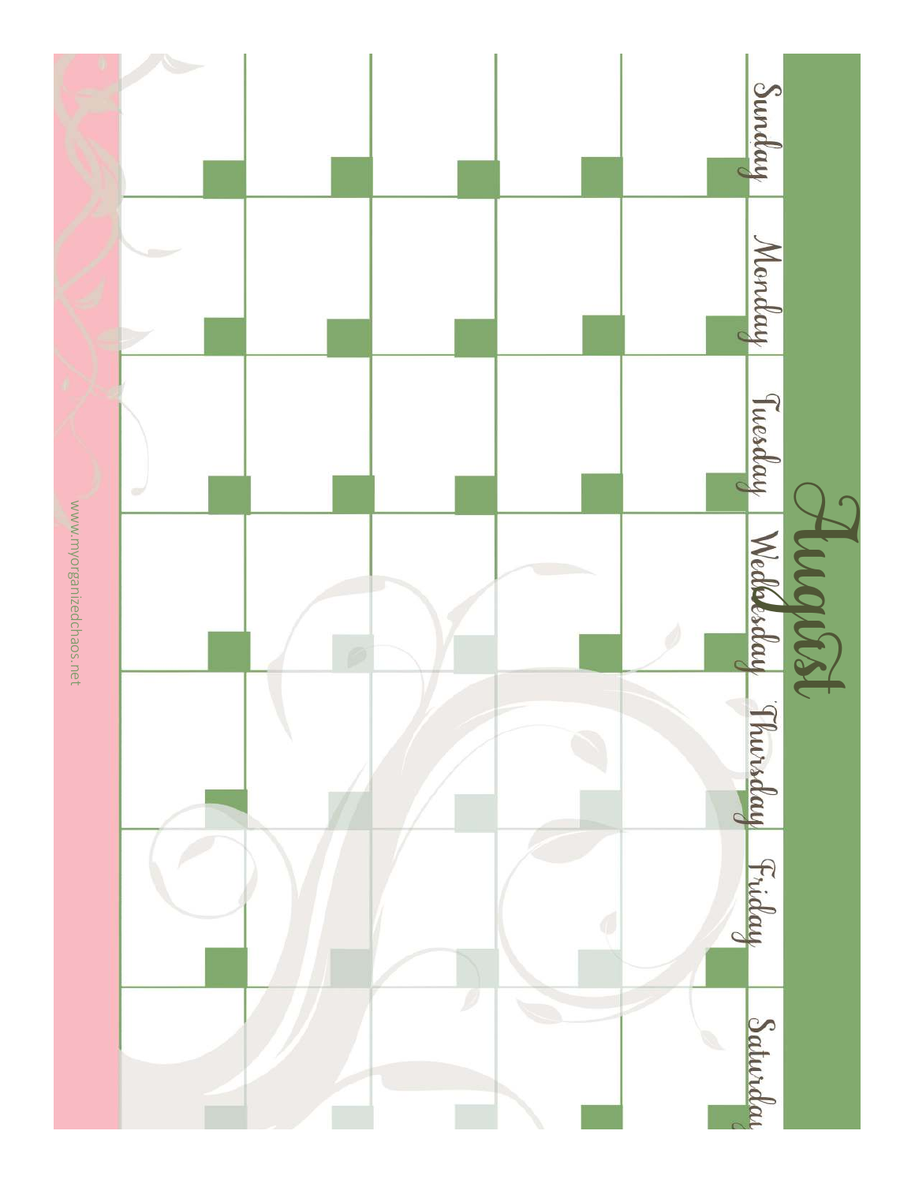# August

| Sunday | Monday | Tuesday | Wednesday | Thursday | Friday | Saturday |
| --- | --- | --- | --- | --- | --- | --- |
| | | | | | | |
| | | | | | | |
| | | | | | | |
| | | | | | | |
| | | | | | | |

www.myorganizedchaos.net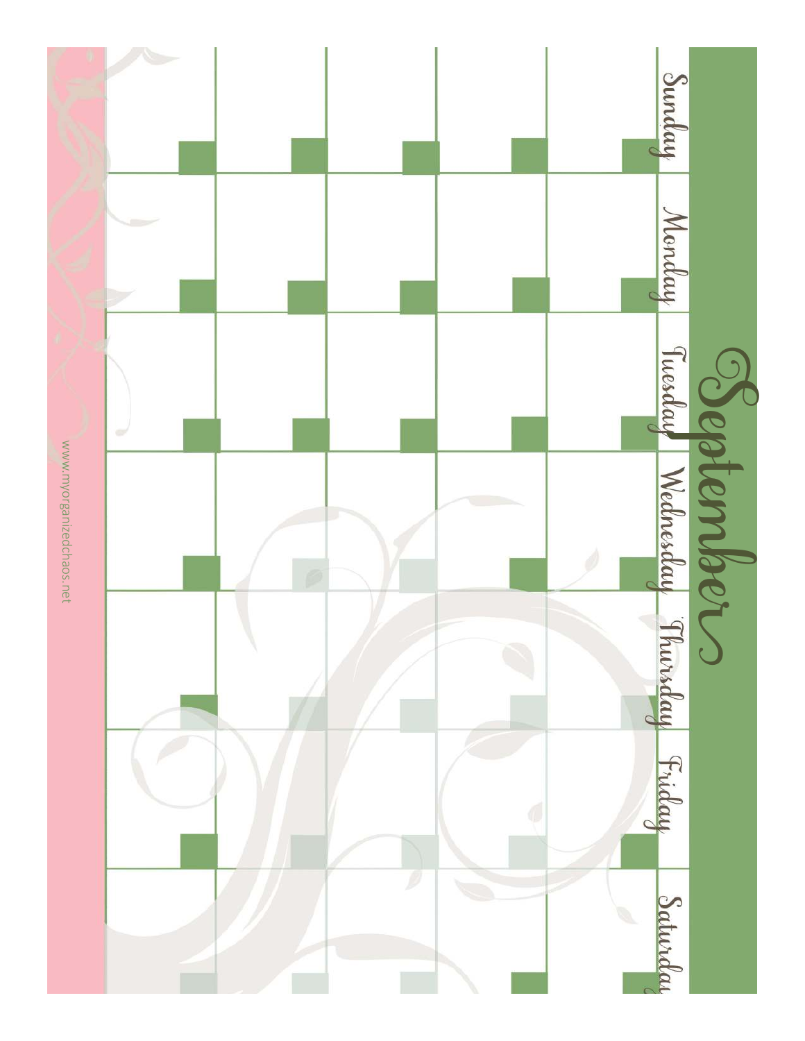# September

| Sunday | Monday | Tuesday | Wednesday | Thursday | Friday | Saturday |
| --- | --- | --- | --- | --- | --- | --- |
| | | | | | | |
| | | | | | | |
| | | | | | | |
| | | | | | | |
| | | | | | | |

www.myorganizedchaos.net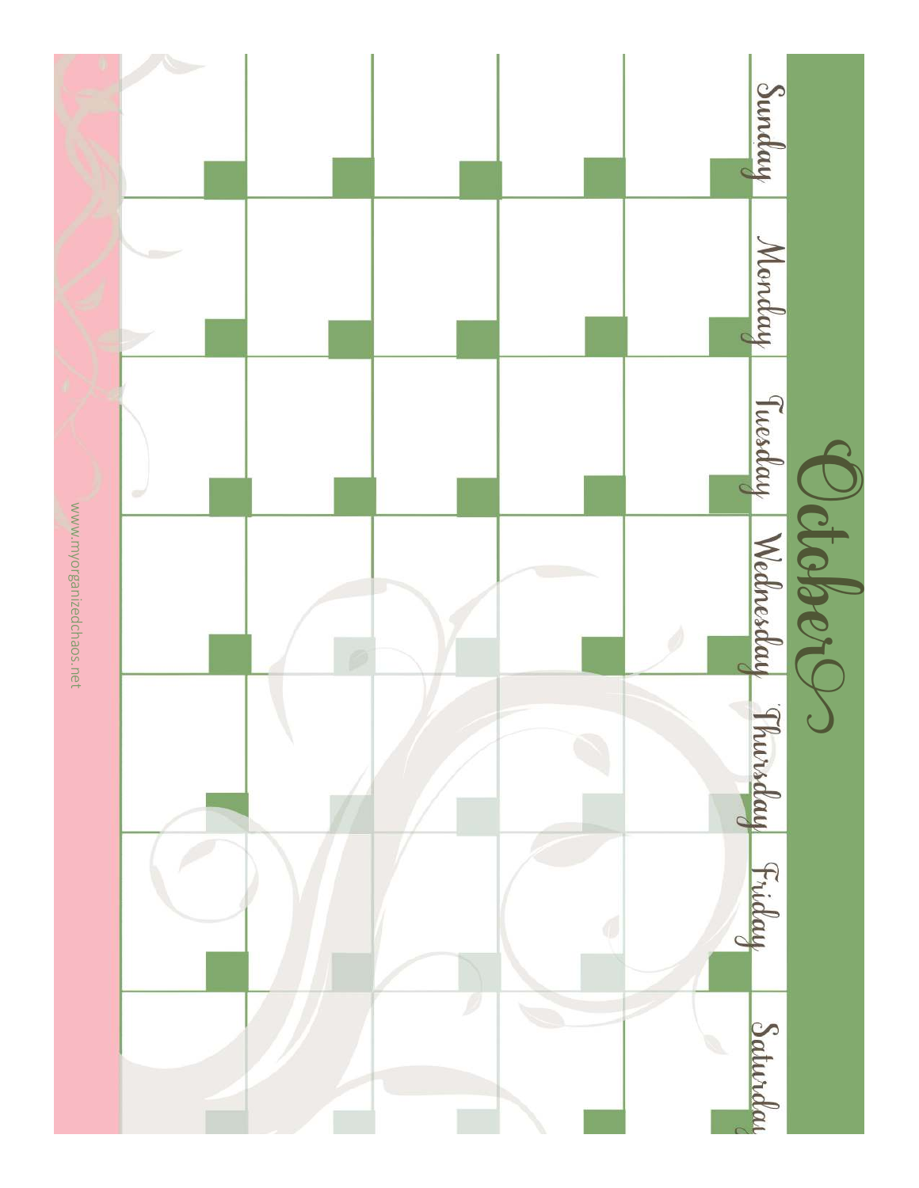# October

| Sunday | Monday | Tuesday | Wednesday | Thursday | Friday | Saturday |
| --- | --- | --- | --- | --- | --- | --- |
| | | | | | | |
| | | | | | | |
| | | | | | | |
| | | | | | | |
| | | | | | | |

www.myorganizedchaos.net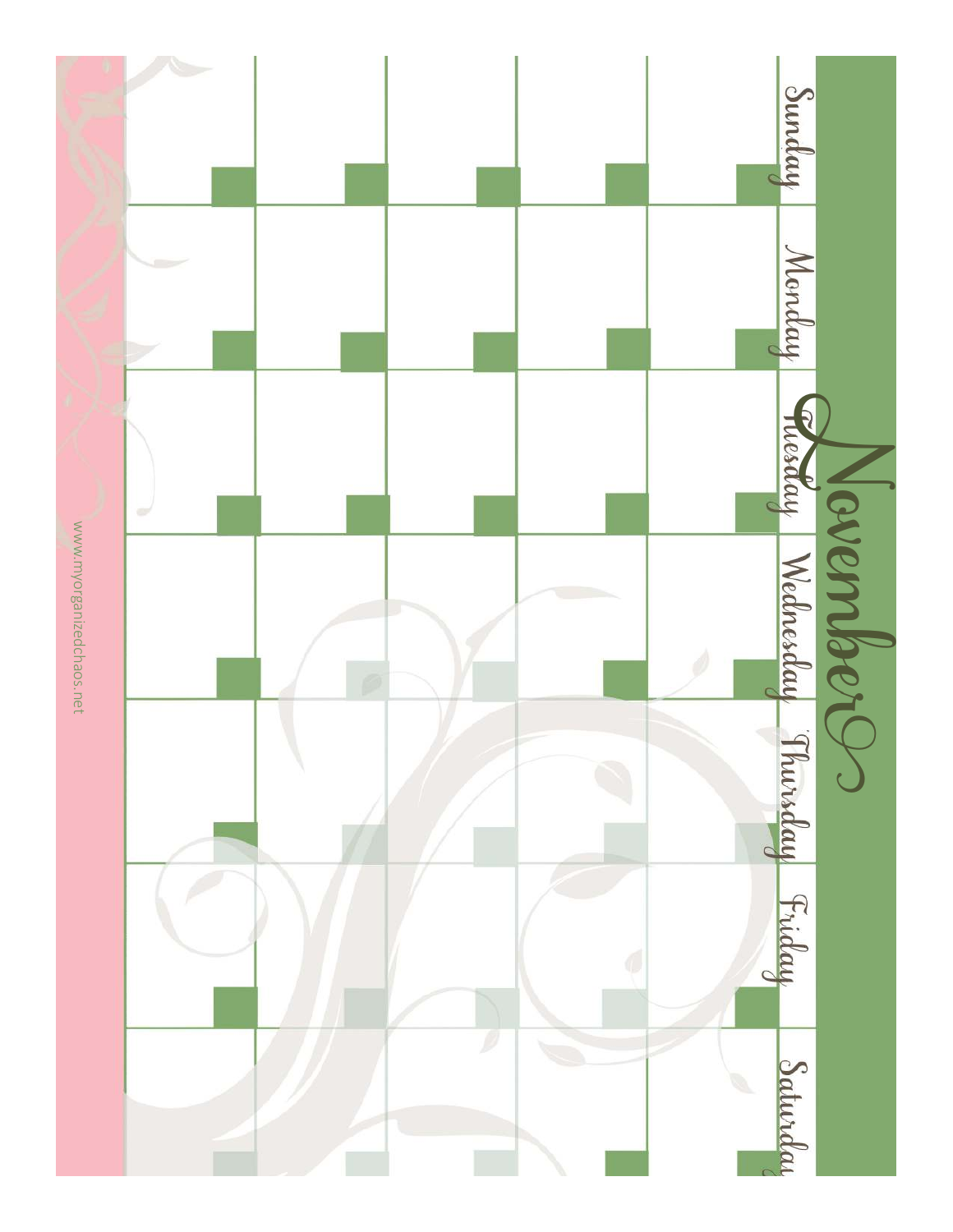# November

| Sunday | Monday | Tuesday | Wednesday | Thursday | Friday | Saturday |
| --- | --- | --- | --- | --- | --- | --- |
| | | | | | | |
| | | | | | | |
| | | | | | | |
| | | | | | | |
| | | | | | | |

www.myorganizedchaos.net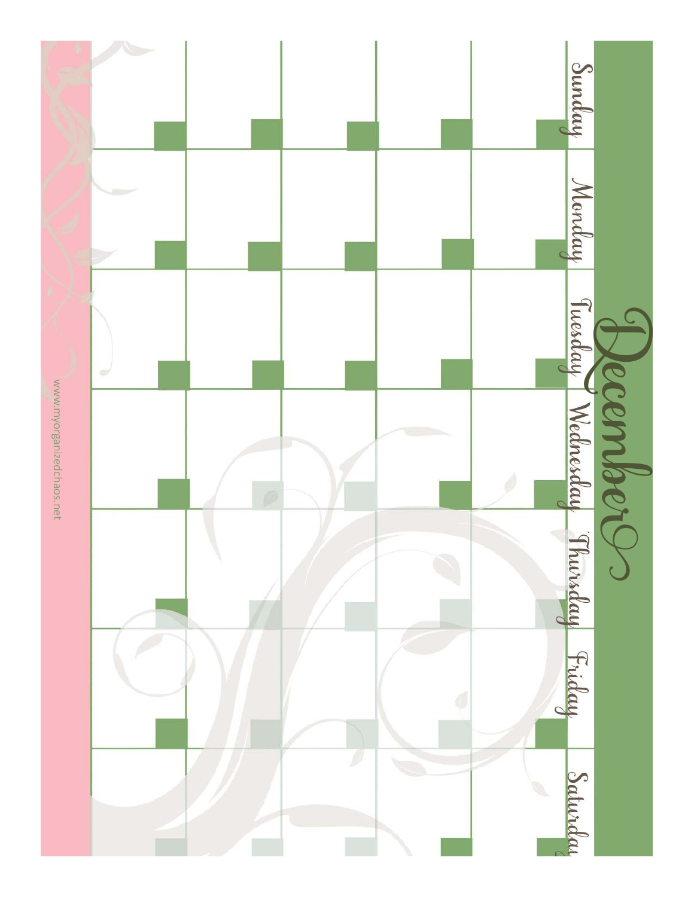# December

| Sunday | Monday | Tuesday | Wednesday | Thursday | Friday | Saturday |
| --- | --- | --- | --- | --- | --- | --- |
| | | | | | | |
| | | | | | | |
| | | | | | | |
| | | | | | | |
| | | | | | | |

www.myorganizedchaos.net